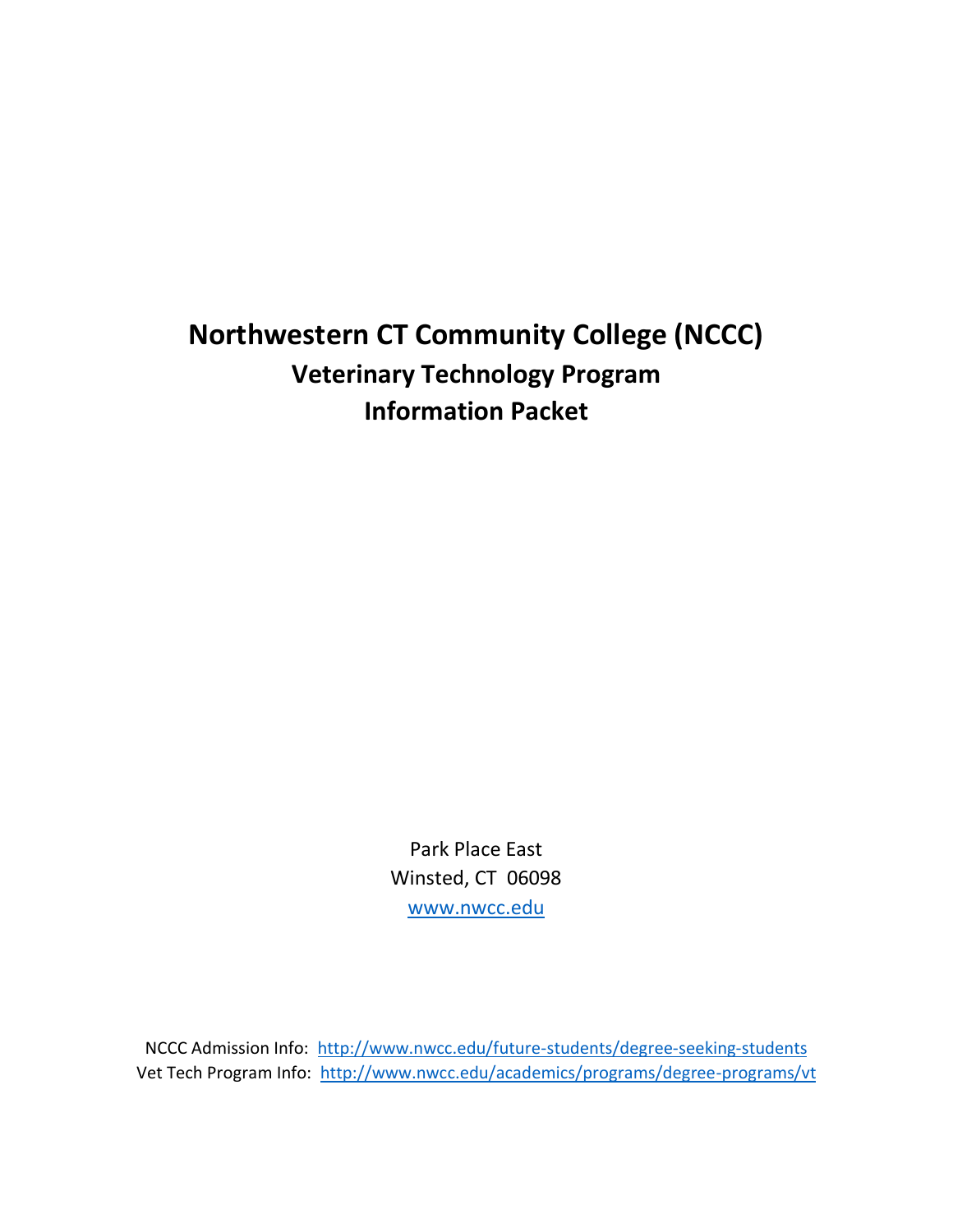# Northwestern CT Community College (NCCC)

## Veterinary Technology Program

## Information Packet

Park Place East
Winsted, CT 06098
[www.nwcc.edu](http://www.nwcc.edu)

NCCC Admission Info: http://www.nwcc.edu/future-students/degree-seeking-students
Vet Tech Program Info: http://www.nwcc.edu/academics/programs/degree-programs/vt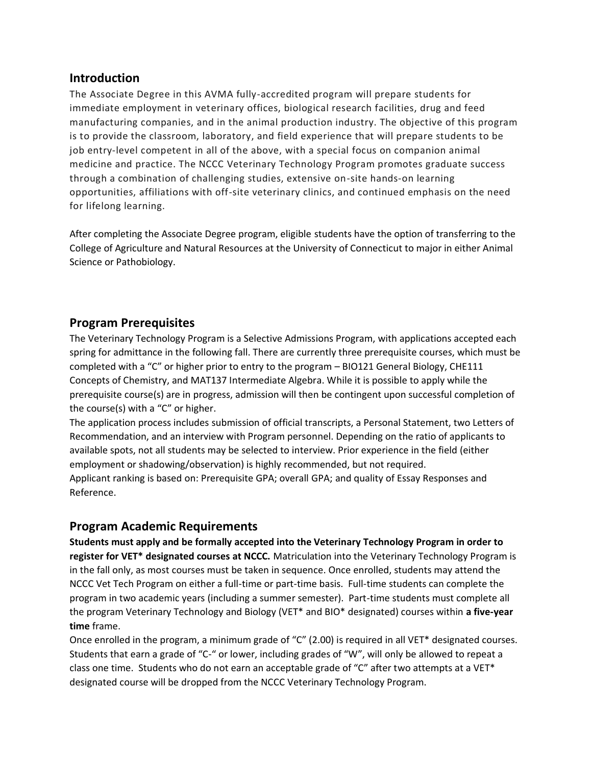## Introduction

The Associate Degree in this AVMA fully-accredited program will prepare students for immediate employment in veterinary offices, biological research facilities, drug and feed manufacturing companies, and in the animal production industry. The objective of this program is to provide the classroom, laboratory, and field experience that will prepare students to be job entry-level competent in all of the above, with a special focus on companion animal medicine and practice. The NCCC Veterinary Technology Program promotes graduate success through a combination of challenging studies, extensive on-site hands-on learning opportunities, affiliations with off-site veterinary clinics, and continued emphasis on the need for lifelong learning.

After completing the Associate Degree program, eligible students have the option of transferring to the College of Agriculture and Natural Resources at the University of Connecticut to major in either Animal Science or Pathobiology.

## Program Prerequisites

The Veterinary Technology Program is a Selective Admissions Program, with applications accepted each spring for admittance in the following fall. There are currently three prerequisite courses, which must be completed with a "C" or higher prior to entry to the program – BIO121 General Biology, CHE111 Concepts of Chemistry, and MAT137 Intermediate Algebra. While it is possible to apply while the prerequisite course(s) are in progress, admission will then be contingent upon successful completion of the course(s) with a "C" or higher.

The application process includes submission of official transcripts, a Personal Statement, two Letters of Recommendation, and an interview with Program personnel. Depending on the ratio of applicants to available spots, not all students may be selected to interview. Prior experience in the field (either employment or shadowing/observation) is highly recommended, but not required.

Applicant ranking is based on: Prerequisite GPA; overall GPA; and quality of Essay Responses and Reference.

## Program Academic Requirements

**Students must apply and be formally accepted into the Veterinary Technology Program in order to register for VET* designated courses at NCCC.** Matriculation into the Veterinary Technology Program is in the fall only, as most courses must be taken in sequence. Once enrolled, students may attend the NCCC Vet Tech Program on either a full-time or part-time basis. Full-time students can complete the program in two academic years (including a summer semester). Part-time students must complete all the program Veterinary Technology and Biology (VET* and BIO* designated) courses within **a five-year time** frame.

Once enrolled in the program, a minimum grade of "C" (2.00) is required in all VET* designated courses. Students that earn a grade of "C-" or lower, including grades of "W", will only be allowed to repeat a class one time. Students who do not earn an acceptable grade of "C" after two attempts at a VET* designated course will be dropped from the NCCC Veterinary Technology Program.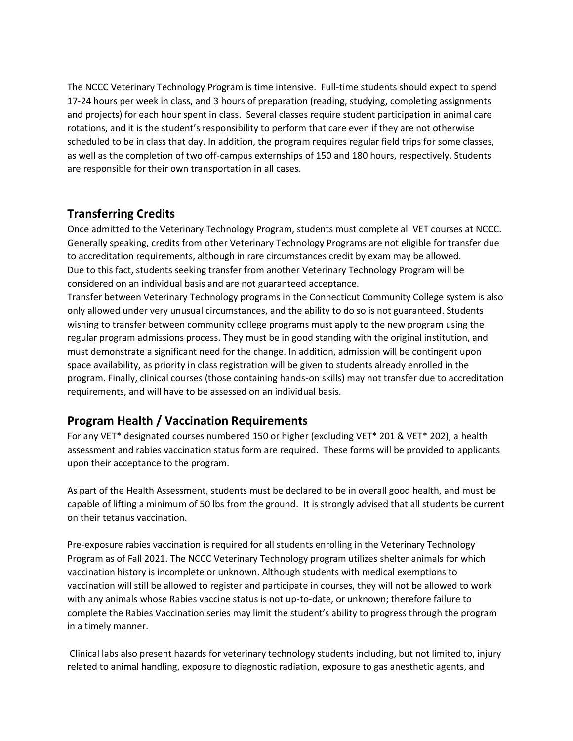The NCCC Veterinary Technology Program is time intensive. Full-time students should expect to spend 17-24 hours per week in class, and 3 hours of preparation (reading, studying, completing assignments and projects) for each hour spent in class. Several classes require student participation in animal care rotations, and it is the student's responsibility to perform that care even if they are not otherwise scheduled to be in class that day. In addition, the program requires regular field trips for some classes, as well as the completion of two off-campus externships of 150 and 180 hours, respectively. Students are responsible for their own transportation in all cases.

## Transferring Credits

Once admitted to the Veterinary Technology Program, students must complete all VET courses at NCCC. Generally speaking, credits from other Veterinary Technology Programs are not eligible for transfer due to accreditation requirements, although in rare circumstances credit by exam may be allowed. Due to this fact, students seeking transfer from another Veterinary Technology Program will be considered on an individual basis and are not guaranteed acceptance.

Transfer between Veterinary Technology programs in the Connecticut Community College system is also only allowed under very unusual circumstances, and the ability to do so is not guaranteed. Students wishing to transfer between community college programs must apply to the new program using the regular program admissions process. They must be in good standing with the original institution, and must demonstrate a significant need for the change. In addition, admission will be contingent upon space availability, as priority in class registration will be given to students already enrolled in the program. Finally, clinical courses (those containing hands-on skills) may not transfer due to accreditation requirements, and will have to be assessed on an individual basis.

## Program Health / Vaccination Requirements

For any VET* designated courses numbered 150 or higher (excluding VET* 201 & VET* 202), a health assessment and rabies vaccination status form are required. These forms will be provided to applicants upon their acceptance to the program.

As part of the Health Assessment, students must be declared to be in overall good health, and must be capable of lifting a minimum of 50 lbs from the ground. It is strongly advised that all students be current on their tetanus vaccination.

Pre-exposure rabies vaccination is required for all students enrolling in the Veterinary Technology Program as of Fall 2021. The NCCC Veterinary Technology program utilizes shelter animals for which vaccination history is incomplete or unknown. Although students with medical exemptions to vaccination will still be allowed to register and participate in courses, they will not be allowed to work with any animals whose Rabies vaccine status is not up-to-date, or unknown; therefore failure to complete the Rabies Vaccination series may limit the student's ability to progress through the program in a timely manner.

Clinical labs also present hazards for veterinary technology students including, but not limited to, injury related to animal handling, exposure to diagnostic radiation, exposure to gas anesthetic agents, and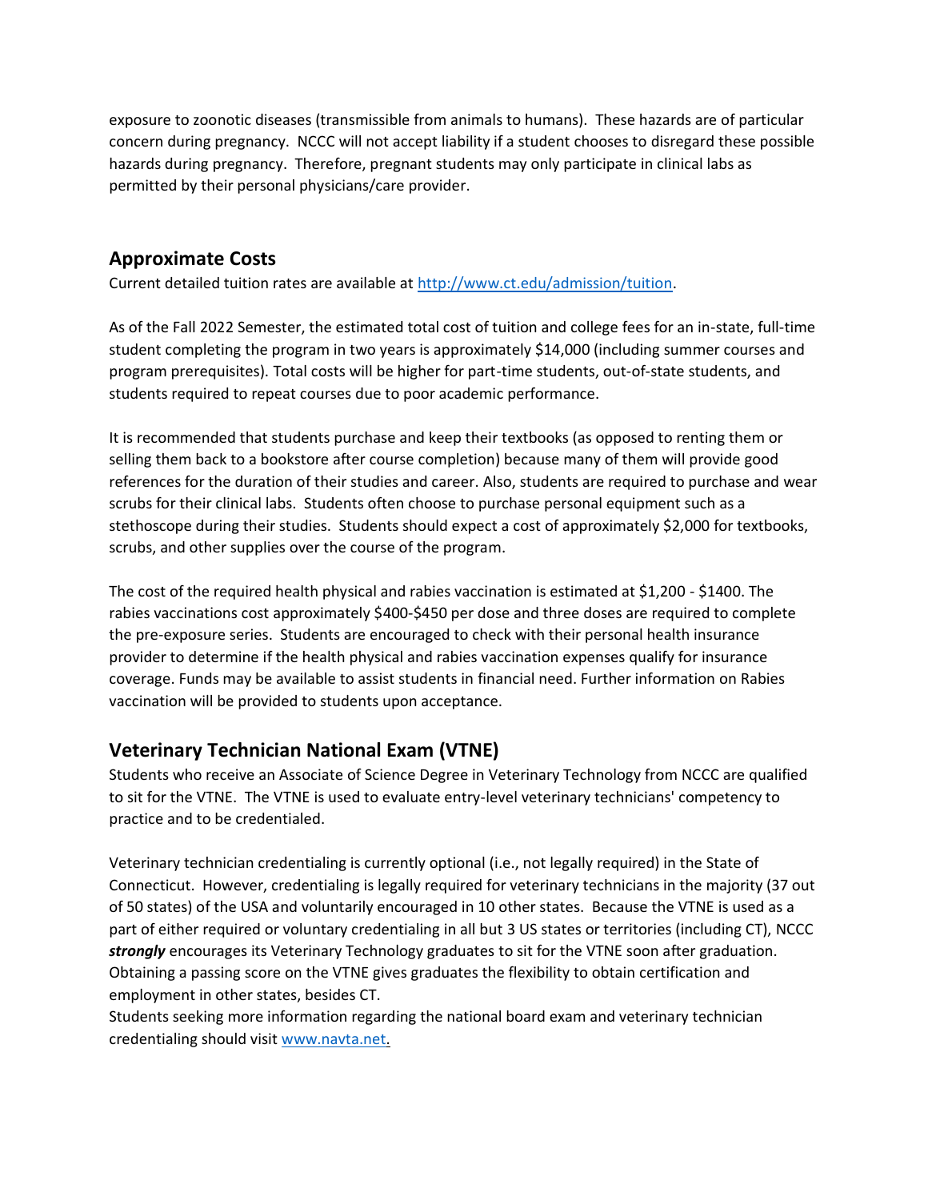exposure to zoonotic diseases (transmissible from animals to humans). These hazards are of particular concern during pregnancy. NCCC will not accept liability if a student chooses to disregard these possible hazards during pregnancy. Therefore, pregnant students may only participate in clinical labs as permitted by their personal physicians/care provider.

## Approximate Costs

Current detailed tuition rates are available at [http://www.ct.edu/admission/tuition](http://www.ct.edu/admission/tuition).

As of the Fall 2022 Semester, the estimated total cost of tuition and college fees for an in-state, full-time student completing the program in two years is approximately $14,000 (including summer courses and program prerequisites). Total costs will be higher for part-time students, out-of-state students, and students required to repeat courses due to poor academic performance.

It is recommended that students purchase and keep their textbooks (as opposed to renting them or selling them back to a bookstore after course completion) because many of them will provide good references for the duration of their studies and career. Also, students are required to purchase and wear scrubs for their clinical labs. Students often choose to purchase personal equipment such as a stethoscope during their studies. Students should expect a cost of approximately $2,000 for textbooks, scrubs, and other supplies over the course of the program.

The cost of the required health physical and rabies vaccination is estimated at $1,200 - $1400. The rabies vaccinations cost approximately $400-$450 per dose and three doses are required to complete the pre-exposure series. Students are encouraged to check with their personal health insurance provider to determine if the health physical and rabies vaccination expenses qualify for insurance coverage. Funds may be available to assist students in financial need. Further information on Rabies vaccination will be provided to students upon acceptance.

## Veterinary Technician National Exam (VTNE)

Students who receive an Associate of Science Degree in Veterinary Technology from NCCC are qualified to sit for the VTNE. The VTNE is used to evaluate entry-level veterinary technicians' competency to practice and to be credentialed.

Veterinary technician credentialing is currently optional (i.e., not legally required) in the State of Connecticut. However, credentialing is legally required for veterinary technicians in the majority (37 out of 50 states) of the USA and voluntarily encouraged in 10 other states. Because the VTNE is used as a part of either required or voluntary credentialing in all but 3 US states or territories (including CT), NCCC ***strongly*** encourages its Veterinary Technology graduates to sit for the VTNE soon after graduation. Obtaining a passing score on the VTNE gives graduates the flexibility to obtain certification and employment in other states, besides CT.
Students seeking more information regarding the national board exam and veterinary technician credentialing should visit [www.navta.net.](http://www.navta.net)